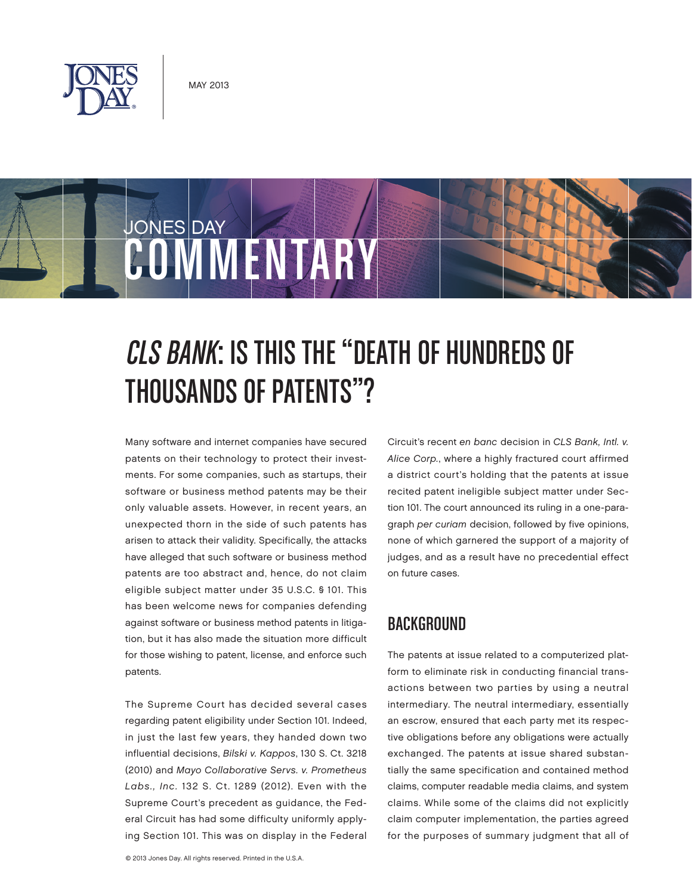MAY 2013

JONES DAY

COMMENTARY

# *CLS BANK*: IS THIS THE "DEATH OF HUNDREDS OF THOUSANDS OF PATENTS"?

Many software and internet companies have secured patents on their technology to protect their investments. For some companies, such as startups, their software or business method patents may be their only valuable assets. However, in recent years, an unexpected thorn in the side of such patents has arisen to attack their validity. Specifically, the attacks have alleged that such software or business method patents are too abstract and, hence, do not claim eligible subject matter under 35 U.S.C. § 101. This has been welcome news for companies defending against software or business method patents in litigation, but it has also made the situation more difficult for those wishing to patent, license, and enforce such patents.

The Supreme Court has decided several cases regarding patent eligibility under Section 101. Indeed, in just the last few years, they handed down two influential decisions, *Bilski v. Kappos*, 130 S. Ct. 3218 (2010) and *Mayo Collaborative Servs. v. Prometheus Labs., Inc*. 132 S. Ct. 1289 (2012). Even with the Supreme Court's precedent as guidance, the Federal Circuit has had some difficulty uniformly applying Section 101. This was on display in the Federal Circuit's recent *en banc* decision in *CLS Bank, Intl. v. Alice Corp.*, where a highly fractured court affirmed a district court's holding that the patents at issue recited patent ineligible subject matter under Section 101. The court announced its ruling in a one-paragraph *per curiam* decision, followed by five opinions, none of which garnered the support of a majority of judges, and as a result have no precedential effect on future cases.

## BACKGROUND

The patents at issue related to a computerized platform to eliminate risk in conducting financial transactions between two parties by using a neutral intermediary. The neutral intermediary, essentially an escrow, ensured that each party met its respective obligations before any obligations were actually exchanged. The patents at issue shared substantially the same specification and contained method claims, computer readable media claims, and system claims. While some of the claims did not explicitly claim computer implementation, the parties agreed for the purposes of summary judgment that all of

© 2013 Jones Day. All rights reserved. Printed in the U.S.A.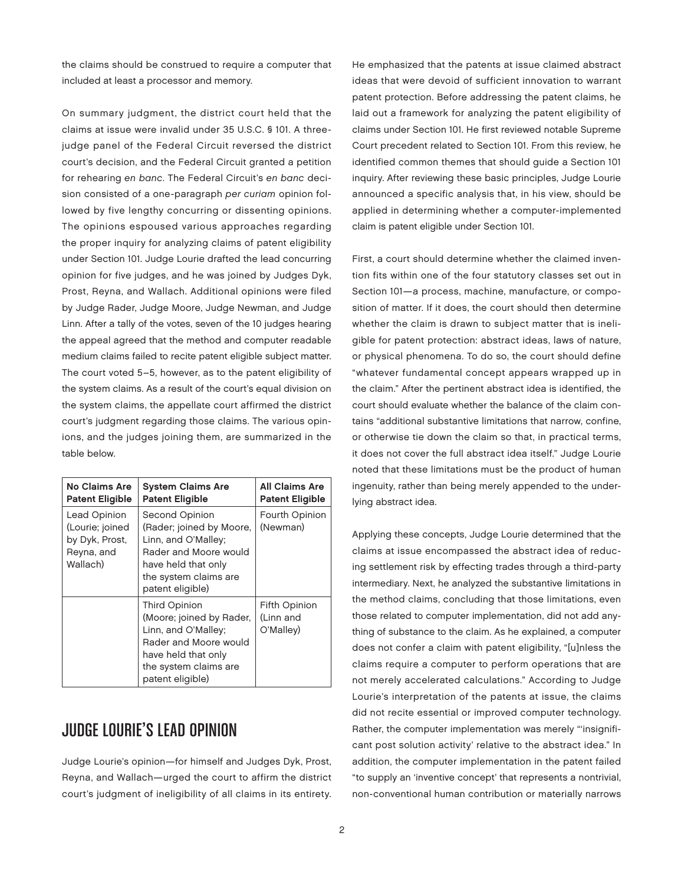the claims should be construed to require a computer that included at least a processor and memory.

On summary judgment, the district court held that the claims at issue were invalid under 35 U.S.C. § 101. A three-judge panel of the Federal Circuit reversed the district court's decision, and the Federal Circuit granted a petition for rehearing *en banc*. The Federal Circuit's *en banc* decision consisted of a one-paragraph *per curiam* opinion followed by five lengthy concurring or dissenting opinions. The opinions espoused various approaches regarding the proper inquiry for analyzing claims of patent eligibility under Section 101. Judge Lourie drafted the lead concurring opinion for five judges, and he was joined by Judges Dyk, Prost, Reyna, and Wallach. Additional opinions were filed by Judge Rader, Judge Moore, Judge Newman, and Judge Linn. After a tally of the votes, seven of the 10 judges hearing the appeal agreed that the method and computer readable medium claims failed to recite patent eligible subject matter. The court voted 5–5, however, as to the patent eligibility of the system claims. As a result of the court's equal division on the system claims, the appellate court affirmed the district court's judgment regarding those claims. The various opinions, and the judges joining them, are summarized in the table below.

| No Claims Are Patent Eligible | System Claims Are Patent Eligible | All Claims Are Patent Eligible |
|---|---|---|
| Lead Opinion (Lourie; joined by Dyk, Prost, Reyna, and Wallach) | Second Opinion (Rader; joined by Moore, Linn, and O'Malley; Rader and Moore would have held that only the system claims are patent eligible) | Fourth Opinion (Newman) |
| | Third Opinion (Moore; joined by Rader, Linn, and O'Malley; Rader and Moore would have held that only the system claims are patent eligible) | Fifth Opinion (Linn and O'Malley) |

## JUDGE LOURIE'S LEAD OPINION

Judge Lourie's opinion—for himself and Judges Dyk, Prost, Reyna, and Wallach—urged the court to affirm the district court's judgment of ineligibility of all claims in its entirety. He emphasized that the patents at issue claimed abstract ideas that were devoid of sufficient innovation to warrant patent protection. Before addressing the patent claims, he laid out a framework for analyzing the patent eligibility of claims under Section 101. He first reviewed notable Supreme Court precedent related to Section 101. From this review, he identified common themes that should guide a Section 101 inquiry. After reviewing these basic principles, Judge Lourie announced a specific analysis that, in his view, should be applied in determining whether a computer-implemented claim is patent eligible under Section 101.

First, a court should determine whether the claimed invention fits within one of the four statutory classes set out in Section 101—a process, machine, manufacture, or composition of matter. If it does, the court should then determine whether the claim is drawn to subject matter that is ineligible for patent protection: abstract ideas, laws of nature, or physical phenomena. To do so, the court should define "whatever fundamental concept appears wrapped up in the claim." After the pertinent abstract idea is identified, the court should evaluate whether the balance of the claim contains "additional substantive limitations that narrow, confine, or otherwise tie down the claim so that, in practical terms, it does not cover the full abstract idea itself." Judge Lourie noted that these limitations must be the product of human ingenuity, rather than being merely appended to the underlying abstract idea.

Applying these concepts, Judge Lourie determined that the claims at issue encompassed the abstract idea of reducing settlement risk by effecting trades through a third-party intermediary. Next, he analyzed the substantive limitations in the method claims, concluding that those limitations, even those related to computer implementation, did not add anything of substance to the claim. As he explained, a computer does not confer a claim with patent eligibility, "[u]nless the claims require a computer to perform operations that are not merely accelerated calculations." According to Judge Lourie's interpretation of the patents at issue, the claims did not recite essential or improved computer technology. Rather, the computer implementation was merely "'insignificant post solution activity' relative to the abstract idea." In addition, the computer implementation in the patent failed "to supply an 'inventive concept' that represents a nontrivial, non-conventional human contribution or materially narrows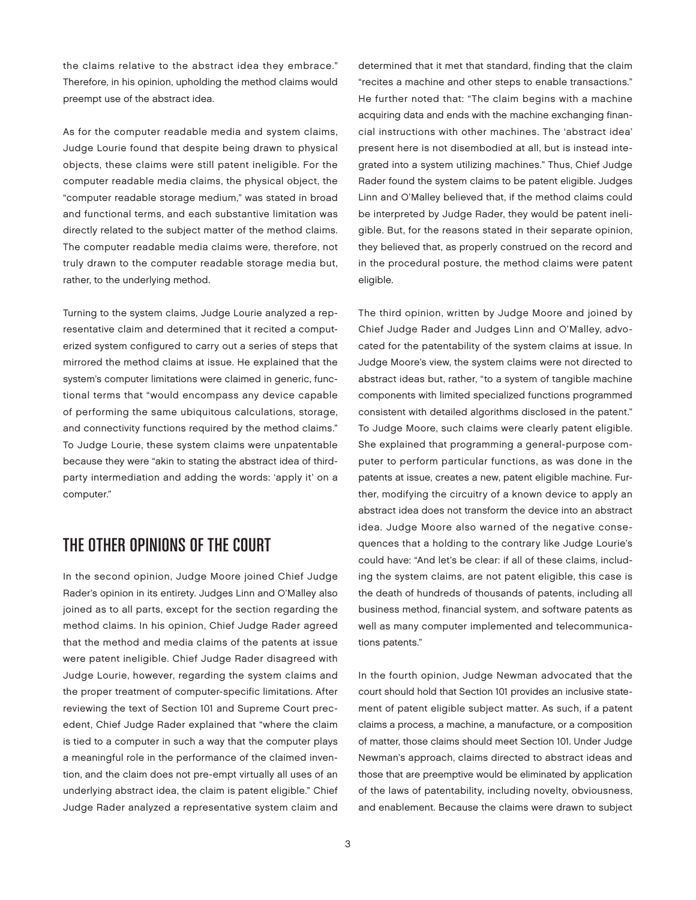the claims relative to the abstract idea they embrace." Therefore, in his opinion, upholding the method claims would preempt use of the abstract idea.

As for the computer readable media and system claims, Judge Lourie found that despite being drawn to physical objects, these claims were still patent ineligible. For the computer readable media claims, the physical object, the "computer readable storage medium," was stated in broad and functional terms, and each substantive limitation was directly related to the subject matter of the method claims. The computer readable media claims were, therefore, not truly drawn to the computer readable storage media but, rather, to the underlying method.

Turning to the system claims, Judge Lourie analyzed a representative claim and determined that it recited a computerized system configured to carry out a series of steps that mirrored the method claims at issue. He explained that the system's computer limitations were claimed in generic, functional terms that "would encompass any device capable of performing the same ubiquitous calculations, storage, and connectivity functions required by the method claims." To Judge Lourie, these system claims were unpatentable because they were "akin to stating the abstract idea of third-party intermediation and adding the words: 'apply it' on a computer."

## THE OTHER OPINIONS OF THE COURT

In the second opinion, Judge Moore joined Chief Judge Rader's opinion in its entirety. Judges Linn and O'Malley also joined as to all parts, except for the section regarding the method claims. In his opinion, Chief Judge Rader agreed that the method and media claims of the patents at issue were patent ineligible. Chief Judge Rader disagreed with Judge Lourie, however, regarding the system claims and the proper treatment of computer-specific limitations. After reviewing the text of Section 101 and Supreme Court precedent, Chief Judge Rader explained that "where the claim is tied to a computer in such a way that the computer plays a meaningful role in the performance of the claimed invention, and the claim does not pre-empt virtually all uses of an underlying abstract idea, the claim is patent eligible." Chief Judge Rader analyzed a representative system claim and determined that it met that standard, finding that the claim "recites a machine and other steps to enable transactions." He further noted that: "The claim begins with a machine acquiring data and ends with the machine exchanging financial instructions with other machines. The 'abstract idea' present here is not disembodied at all, but is instead integrated into a system utilizing machines." Thus, Chief Judge Rader found the system claims to be patent eligible. Judges Linn and O'Malley believed that, if the method claims could be interpreted by Judge Rader, they would be patent ineligible. But, for the reasons stated in their separate opinion, they believed that, as properly construed on the record and in the procedural posture, the method claims were patent eligible.

The third opinion, written by Judge Moore and joined by Chief Judge Rader and Judges Linn and O'Malley, advocated for the patentability of the system claims at issue. In Judge Moore's view, the system claims were not directed to abstract ideas but, rather, "to a system of tangible machine components with limited specialized functions programmed consistent with detailed algorithms disclosed in the patent." To Judge Moore, such claims were clearly patent eligible. She explained that programming a general-purpose computer to perform particular functions, as was done in the patents at issue, creates a new, patent eligible machine. Further, modifying the circuitry of a known device to apply an abstract idea does not transform the device into an abstract idea. Judge Moore also warned of the negative consequences that a holding to the contrary like Judge Lourie's could have: "And let's be clear: if all of these claims, including the system claims, are not patent eligible, this case is the death of hundreds of thousands of patents, including all business method, financial system, and software patents as well as many computer implemented and telecommunications patents."

In the fourth opinion, Judge Newman advocated that the court should hold that Section 101 provides an inclusive statement of patent eligible subject matter. As such, if a patent claims a process, a machine, a manufacture, or a composition of matter, those claims should meet Section 101. Under Judge Newman's approach, claims directed to abstract ideas and those that are preemptive would be eliminated by application of the laws of patentability, including novelty, obviousness, and enablement. Because the claims were drawn to subject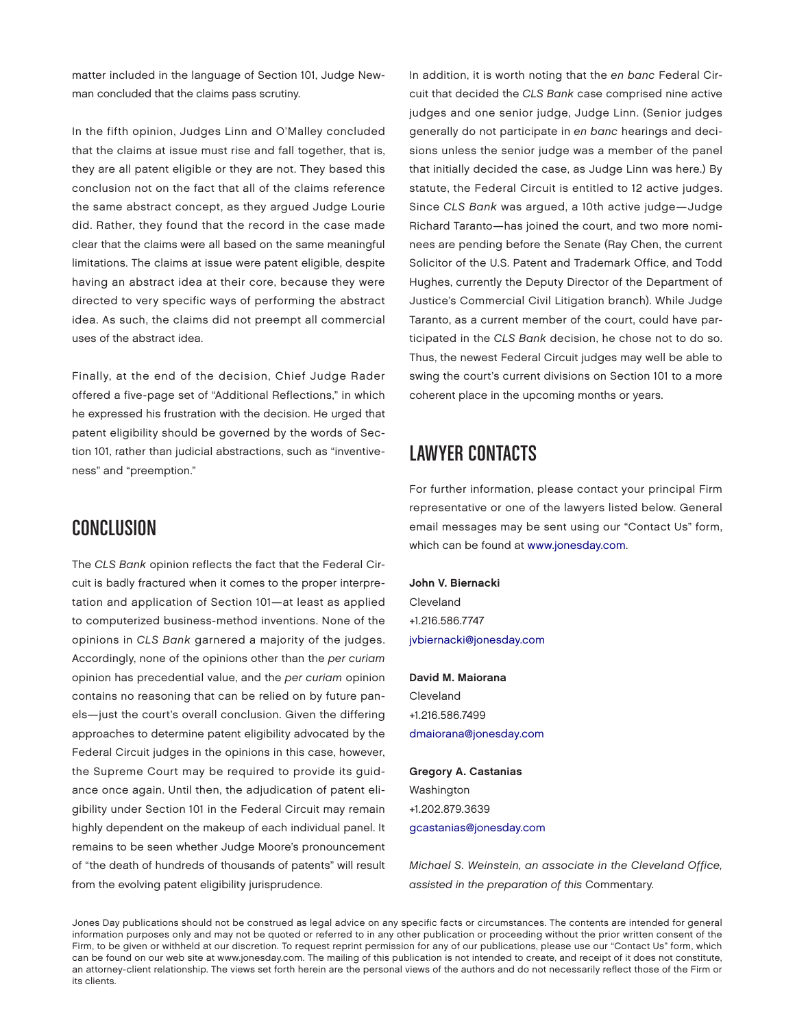matter included in the language of Section 101, Judge Newman concluded that the claims pass scrutiny.

In the fifth opinion, Judges Linn and O'Malley concluded that the claims at issue must rise and fall together, that is, they are all patent eligible or they are not. They based this conclusion not on the fact that all of the claims reference the same abstract concept, as they argued Judge Lourie did. Rather, they found that the record in the case made clear that the claims were all based on the same meaningful limitations. The claims at issue were patent eligible, despite having an abstract idea at their core, because they were directed to very specific ways of performing the abstract idea. As such, the claims did not preempt all commercial uses of the abstract idea.

Finally, at the end of the decision, Chief Judge Rader offered a five-page set of "Additional Reflections," in which he expressed his frustration with the decision. He urged that patent eligibility should be governed by the words of Section 101, rather than judicial abstractions, such as "inventiveness" and "preemption."

## CONCLUSION

The *CLS Bank* opinion reflects the fact that the Federal Circuit is badly fractured when it comes to the proper interpretation and application of Section 101—at least as applied to computerized business-method inventions. None of the opinions in *CLS Bank* garnered a majority of the judges. Accordingly, none of the opinions other than the *per curiam* opinion has precedential value, and the *per curiam* opinion contains no reasoning that can be relied on by future panels—just the court's overall conclusion. Given the differing approaches to determine patent eligibility advocated by the Federal Circuit judges in the opinions in this case, however, the Supreme Court may be required to provide its guidance once again. Until then, the adjudication of patent eligibility under Section 101 in the Federal Circuit may remain highly dependent on the makeup of each individual panel. It remains to be seen whether Judge Moore's pronouncement of "the death of hundreds of thousands of patents" will result from the evolving patent eligibility jurisprudence.

In addition, it is worth noting that the *en banc* Federal Circuit that decided the *CLS Bank* case comprised nine active judges and one senior judge, Judge Linn. (Senior judges generally do not participate in *en banc* hearings and decisions unless the senior judge was a member of the panel that initially decided the case, as Judge Linn was here.) By statute, the Federal Circuit is entitled to 12 active judges. Since *CLS Bank* was argued, a 10th active judge—Judge Richard Taranto—has joined the court, and two more nominees are pending before the Senate (Ray Chen, the current Solicitor of the U.S. Patent and Trademark Office, and Todd Hughes, currently the Deputy Director of the Department of Justice's Commercial Civil Litigation branch). While Judge Taranto, as a current member of the court, could have participated in the *CLS Bank* decision, he chose not to do so. Thus, the newest Federal Circuit judges may well be able to swing the court's current divisions on Section 101 to a more coherent place in the upcoming months or years.

## LAWYER CONTACTS

For further information, please contact your principal Firm representative or one of the lawyers listed below. General email messages may be sent using our "Contact Us" form, which can be found at www.jonesday.com.

**John V. Biernacki**
Cleveland
+1.216.586.7747
jvbiernacki@jonesday.com

**David M. Maiorana**
Cleveland
+1.216.586.7499
dmaiorana@jonesday.com

**Gregory A. Castanias**
Washington
+1.202.879.3639
gcastanias@jonesday.com

*Michael S. Weinstein, an associate in the Cleveland Office, assisted in the preparation of this* Commentary.

Jones Day publications should not be construed as legal advice on any specific facts or circumstances. The contents are intended for general information purposes only and may not be quoted or referred to in any other publication or proceeding without the prior written consent of the Firm, to be given or withheld at our discretion. To request reprint permission for any of our publications, please use our "Contact Us" form, which can be found on our web site at www.jonesday.com. The mailing of this publication is not intended to create, and receipt of it does not constitute, an attorney-client relationship. The views set forth herein are the personal views of the authors and do not necessarily reflect those of the Firm or its clients.